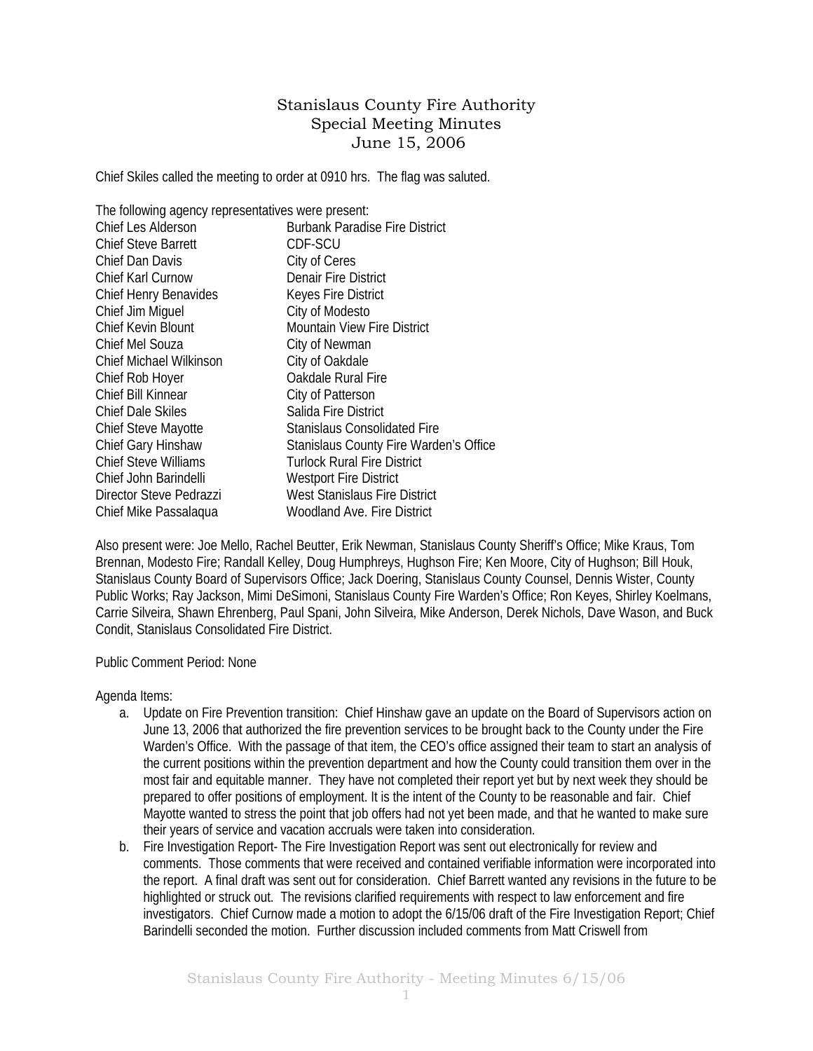# Stanislaus County Fire Authority
## Special Meeting Minutes
### June 15, 2006

Chief Skiles called the meeting to order at 0910 hrs. The flag was saluted.

The following agency representatives were present:

| | |
|---|---|
| Chief Les Alderson | Burbank Paradise Fire District |
| Chief Steve Barrett | CDF-SCU |
| Chief Dan Davis | City of Ceres |
| Chief Karl Curnow | Denair Fire District |
| Chief Henry Benavides | Keyes Fire District |
| Chief Jim Miguel | City of Modesto |
| Chief Kevin Blount | Mountain View Fire District |
| Chief Mel Souza | City of Newman |
| Chief Michael Wilkinson | City of Oakdale |
| Chief Rob Hoyer | Oakdale Rural Fire |
| Chief Bill Kinnear | City of Patterson |
| Chief Dale Skiles | Salida Fire District |
| Chief Steve Mayotte | Stanislaus Consolidated Fire |
| Chief Gary Hinshaw | Stanislaus County Fire Warden's Office |
| Chief Steve Williams | Turlock Rural Fire District |
| Chief John Barindelli | Westport Fire District |
| Director Steve Pedrazzi | West Stanislaus Fire District |
| Chief Mike Passalaqua | Woodland Ave. Fire District |

Also present were: Joe Mello, Rachel Beutter, Erik Newman, Stanislaus County Sheriff's Office; Mike Kraus, Tom Brennan, Modesto Fire; Randall Kelley, Doug Humphreys, Hughson Fire; Ken Moore, City of Hughson; Bill Houk, Stanislaus County Board of Supervisors Office; Jack Doering, Stanislaus County Counsel, Dennis Wister, County Public Works; Ray Jackson, Mimi DeSimoni, Stanislaus County Fire Warden's Office; Ron Keyes, Shirley Koelmans, Carrie Silveira, Shawn Ehrenberg, Paul Spani, John Silveira, Mike Anderson, Derek Nichols, Dave Wason, and Buck Condit, Stanislaus Consolidated Fire District.

Public Comment Period: None

Agenda Items:

a. Update on Fire Prevention transition: Chief Hinshaw gave an update on the Board of Supervisors action on June 13, 2006 that authorized the fire prevention services to be brought back to the County under the Fire Warden's Office. With the passage of that item, the CEO's office assigned their team to start an analysis of the current positions within the prevention department and how the County could transition them over in the most fair and equitable manner. They have not completed their report yet but by next week they should be prepared to offer positions of employment. It is the intent of the County to be reasonable and fair. Chief Mayotte wanted to stress the point that job offers had not yet been made, and that he wanted to make sure their years of service and vacation accruals were taken into consideration.

b. Fire Investigation Report- The Fire Investigation Report was sent out electronically for review and comments. Those comments that were received and contained verifiable information were incorporated into the report. A final draft was sent out for consideration. Chief Barrett wanted any revisions in the future to be highlighted or struck out. The revisions clarified requirements with respect to law enforcement and fire investigators. Chief Curnow made a motion to adopt the 6/15/06 draft of the Fire Investigation Report; Chief Barindelli seconded the motion. Further discussion included comments from Matt Criswell from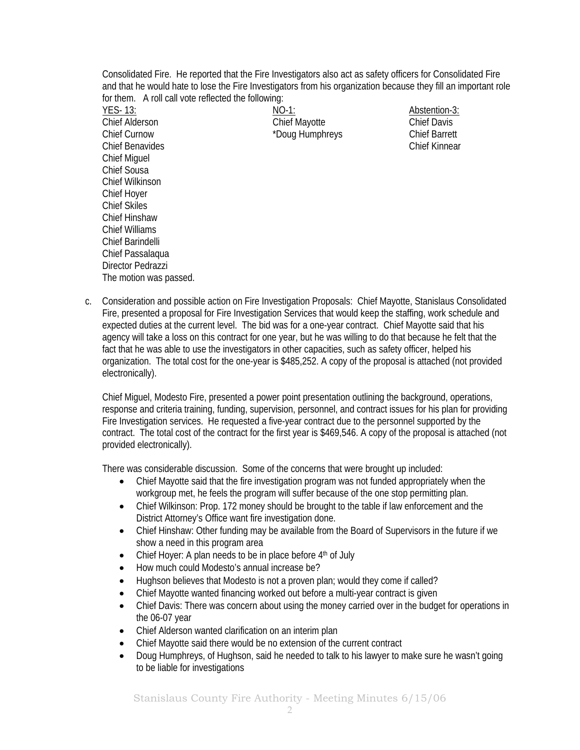Consolidated Fire. He reported that the Fire Investigators also act as safety officers for Consolidated Fire and that he would hate to lose the Fire Investigators from his organization because they fill an important role for them. A roll call vote reflected the following:

| YES- 13: | NO-1: | Abstention-3: |
|---|---|---|
| Chief Alderson | Chief Mayotte | Chief Davis |
| Chief Curnow | *Doug Humphreys | Chief Barrett |
| Chief Benavides | | Chief Kinnear |
| Chief Miguel | | |
| Chief Sousa | | |
| Chief Wilkinson | | |
| Chief Hoyer | | |
| Chief Skiles | | |
| Chief Hinshaw | | |
| Chief Williams | | |
| Chief Barindelli | | |
| Chief Passalaqua | | |
| Director Pedrazzi | | |

The motion was passed.

c. Consideration and possible action on Fire Investigation Proposals: Chief Mayotte, Stanislaus Consolidated Fire, presented a proposal for Fire Investigation Services that would keep the staffing, work schedule and expected duties at the current level. The bid was for a one-year contract. Chief Mayotte said that his agency will take a loss on this contract for one year, but he was willing to do that because he felt that the fact that he was able to use the investigators in other capacities, such as safety officer, helped his organization. The total cost for the one-year is $485,252. A copy of the proposal is attached (not provided electronically).

Chief Miguel, Modesto Fire, presented a power point presentation outlining the background, operations, response and criteria training, funding, supervision, personnel, and contract issues for his plan for providing Fire Investigation services. He requested a five-year contract due to the personnel supported by the contract. The total cost of the contract for the first year is $469,546. A copy of the proposal is attached (not provided electronically).

There was considerable discussion. Some of the concerns that were brought up included:

- Chief Mayotte said that the fire investigation program was not funded appropriately when the workgroup met, he feels the program will suffer because of the one stop permitting plan.
- Chief Wilkinson: Prop. 172 money should be brought to the table if law enforcement and the District Attorney's Office want fire investigation done.
- Chief Hinshaw: Other funding may be available from the Board of Supervisors in the future if we show a need in this program area
- Chief Hoyer: A plan needs to be in place before 4th of July
- How much could Modesto's annual increase be?
- Hughson believes that Modesto is not a proven plan; would they come if called?
- Chief Mayotte wanted financing worked out before a multi-year contract is given
- Chief Davis: There was concern about using the money carried over in the budget for operations in the 06-07 year
- Chief Alderson wanted clarification on an interim plan
- Chief Mayotte said there would be no extension of the current contract
- Doug Humphreys, of Hughson, said he needed to talk to his lawyer to make sure he wasn't going to be liable for investigations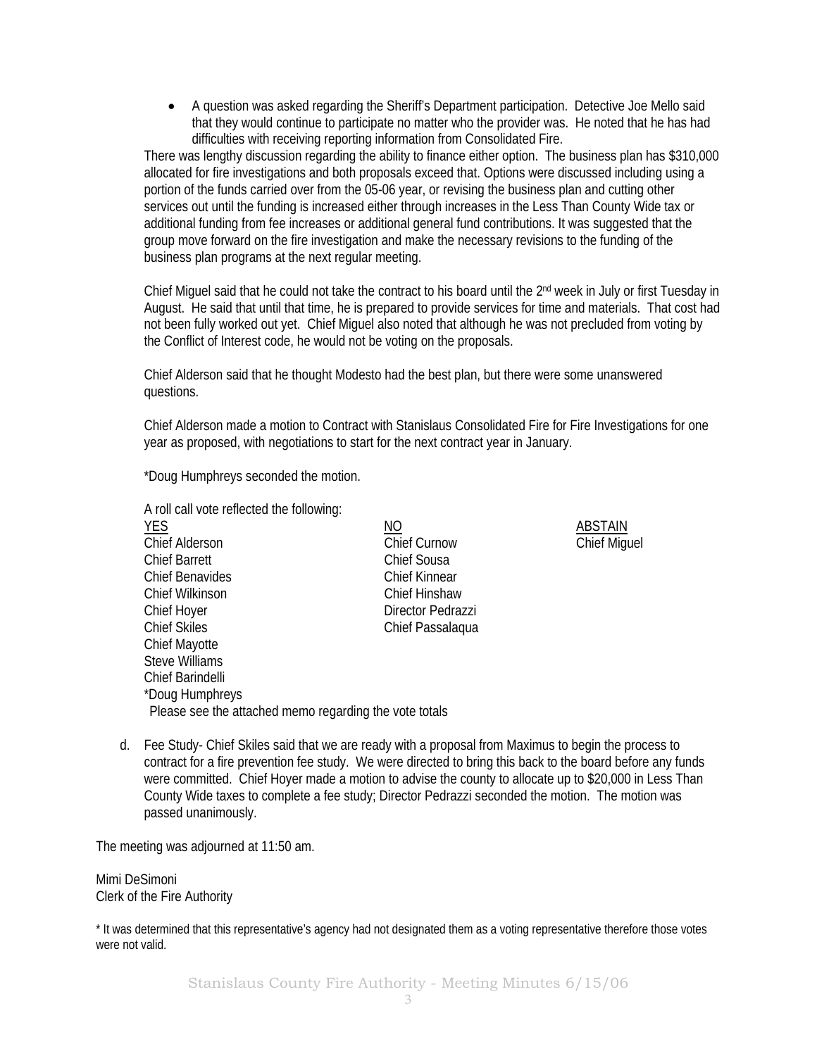- A question was asked regarding the Sheriff's Department participation. Detective Joe Mello said that they would continue to participate no matter who the provider was. He noted that he has had difficulties with receiving reporting information from Consolidated Fire.

There was lengthy discussion regarding the ability to finance either option. The business plan has $310,000 allocated for fire investigations and both proposals exceed that. Options were discussed including using a portion of the funds carried over from the 05-06 year, or revising the business plan and cutting other services out until the funding is increased either through increases in the Less Than County Wide tax or additional funding from fee increases or additional general fund contributions. It was suggested that the group move forward on the fire investigation and make the necessary revisions to the funding of the business plan programs at the next regular meeting.

Chief Miguel said that he could not take the contract to his board until the 2nd week in July or first Tuesday in August. He said that until that time, he is prepared to provide services for time and materials. That cost had not been fully worked out yet. Chief Miguel also noted that although he was not precluded from voting by the Conflict of Interest code, he would not be voting on the proposals.

Chief Alderson said that he thought Modesto had the best plan, but there were some unanswered questions.

Chief Alderson made a motion to Contract with Stanislaus Consolidated Fire for Fire Investigations for one year as proposed, with negotiations to start for the next contract year in January.

*Doug Humphreys seconded the motion.

A roll call vote reflected the following:

| YES | NO | ABSTAIN |
|---|---|---|
| Chief Alderson | Chief Curnow | Chief Miguel |
| Chief Barrett | Chief Sousa | |
| Chief Benavides | Chief Kinnear | |
| Chief Wilkinson | Chief Hinshaw | |
| Chief Hoyer | Director Pedrazzi | |
| Chief Skiles | Chief Passalaqua | |
| Chief Mayotte | | |
| Steve Williams | | |
| Chief Barindelli | | |
| *Doug Humphreys | | |

Please see the attached memo regarding the vote totals

d. Fee Study- Chief Skiles said that we are ready with a proposal from Maximus to begin the process to contract for a fire prevention fee study. We were directed to bring this back to the board before any funds were committed. Chief Hoyer made a motion to advise the county to allocate up to $20,000 in Less Than County Wide taxes to complete a fee study; Director Pedrazzi seconded the motion. The motion was passed unanimously.

The meeting was adjourned at 11:50 am.

Mimi DeSimoni
Clerk of the Fire Authority

* It was determined that this representative's agency had not designated them as a voting representative therefore those votes were not valid.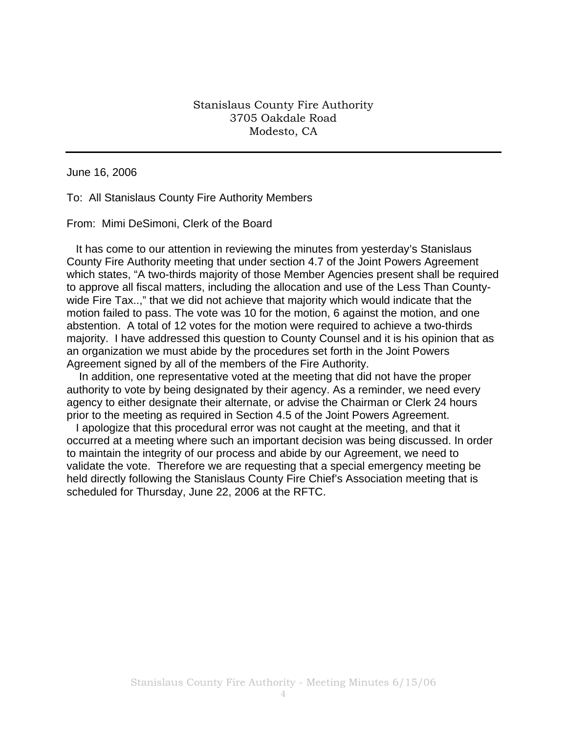Stanislaus County Fire Authority
3705 Oakdale Road
Modesto, CA

---

June 16, 2006

To: All Stanislaus County Fire Authority Members

From: Mimi DeSimoni, Clerk of the Board

It has come to our attention in reviewing the minutes from yesterday's Stanislaus County Fire Authority meeting that under section 4.7 of the Joint Powers Agreement which states, "A two-thirds majority of those Member Agencies present shall be required to approve all fiscal matters, including the allocation and use of the Less Than County-wide Fire Tax..," that we did not achieve that majority which would indicate that the motion failed to pass. The vote was 10 for the motion, 6 against the motion, and one abstention. A total of 12 votes for the motion were required to achieve a two-thirds majority. I have addressed this question to County Counsel and it is his opinion that as an organization we must abide by the procedures set forth in the Joint Powers Agreement signed by all of the members of the Fire Authority.

In addition, one representative voted at the meeting that did not have the proper authority to vote by being designated by their agency. As a reminder, we need every agency to either designate their alternate, or advise the Chairman or Clerk 24 hours prior to the meeting as required in Section 4.5 of the Joint Powers Agreement.

I apologize that this procedural error was not caught at the meeting, and that it occurred at a meeting where such an important decision was being discussed. In order to maintain the integrity of our process and abide by our Agreement, we need to validate the vote. Therefore we are requesting that a special emergency meeting be held directly following the Stanislaus County Fire Chief's Association meeting that is scheduled for Thursday, June 22, 2006 at the RFTC.